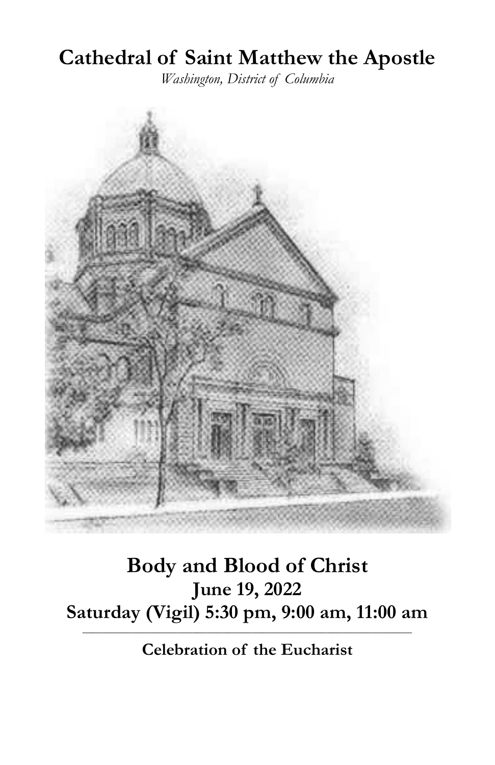# Cathedral of Saint Matthew the Apostle

*Washington, District of Columbia*

## Body and Blood of Christ

**June 19, 2022**

**Saturday (Vigil) 5:30 pm, 9:00 am, 11:00 am**

---

**Celebration of the Eucharist**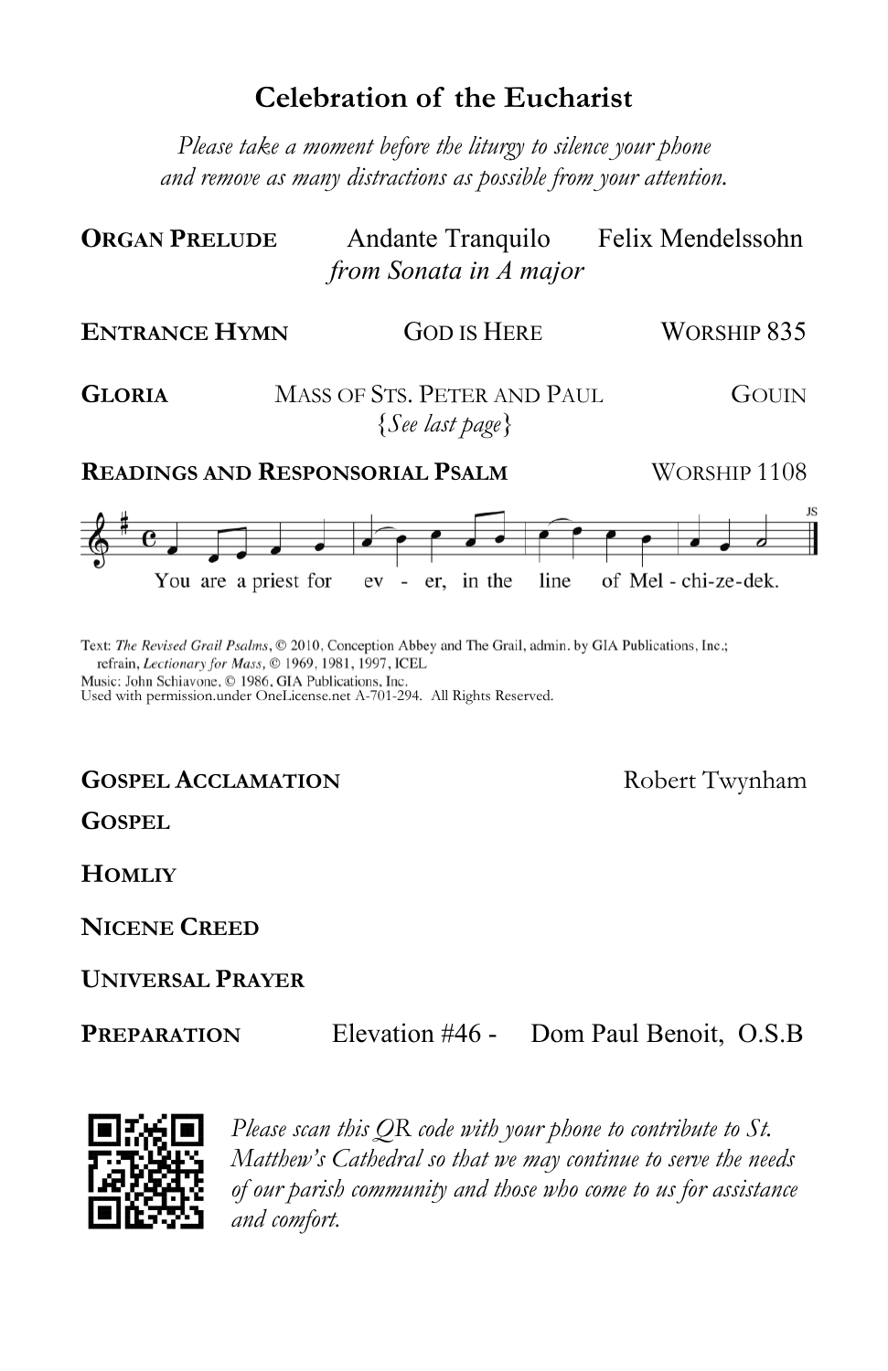## Celebration of the Eucharist

*Please take a moment before the liturgy to silence your phone and remove as many distractions as possible from your attention.*

**ORGAN PRELUDE** Andante Tranquilo Felix Mendelssohn
*from Sonata in A major*

**ENTRANCE HYMN** GOD IS HERE WORSHIP 835

**GLORIA** MASS OF STS. PETER AND PAUL GOUIN
{*See last page*}

**READINGS AND RESPONSORIAL PSALM** WORSHIP 1108

You are a priest for ev - er, in the line of Mel - chi-ze-dek.

Text: *The Revised Grail Psalms*, © 2010, Conception Abbey and The Grail, admin. by GIA Publications, Inc.; refrain, *Lectionary for Mass*, © 1969, 1981, 1997, ICEL
Music: John Schiavone, © 1986, GIA Publications, Inc.
Used with permission.under OneLicense.net A-701-294. All Rights Reserved.

**GOSPEL ACCLAMATION** Robert Twynham

**GOSPEL**

**HOMLIY**

**NICENE CREED**

**UNIVERSAL PRAYER**

**PREPARATION** Elevation #46 - Dom Paul Benoit, O.S.B

*Please scan this QR code with your phone to contribute to St. Matthew's Cathedral so that we may continue to serve the needs of our parish community and those who come to us for assistance and comfort.*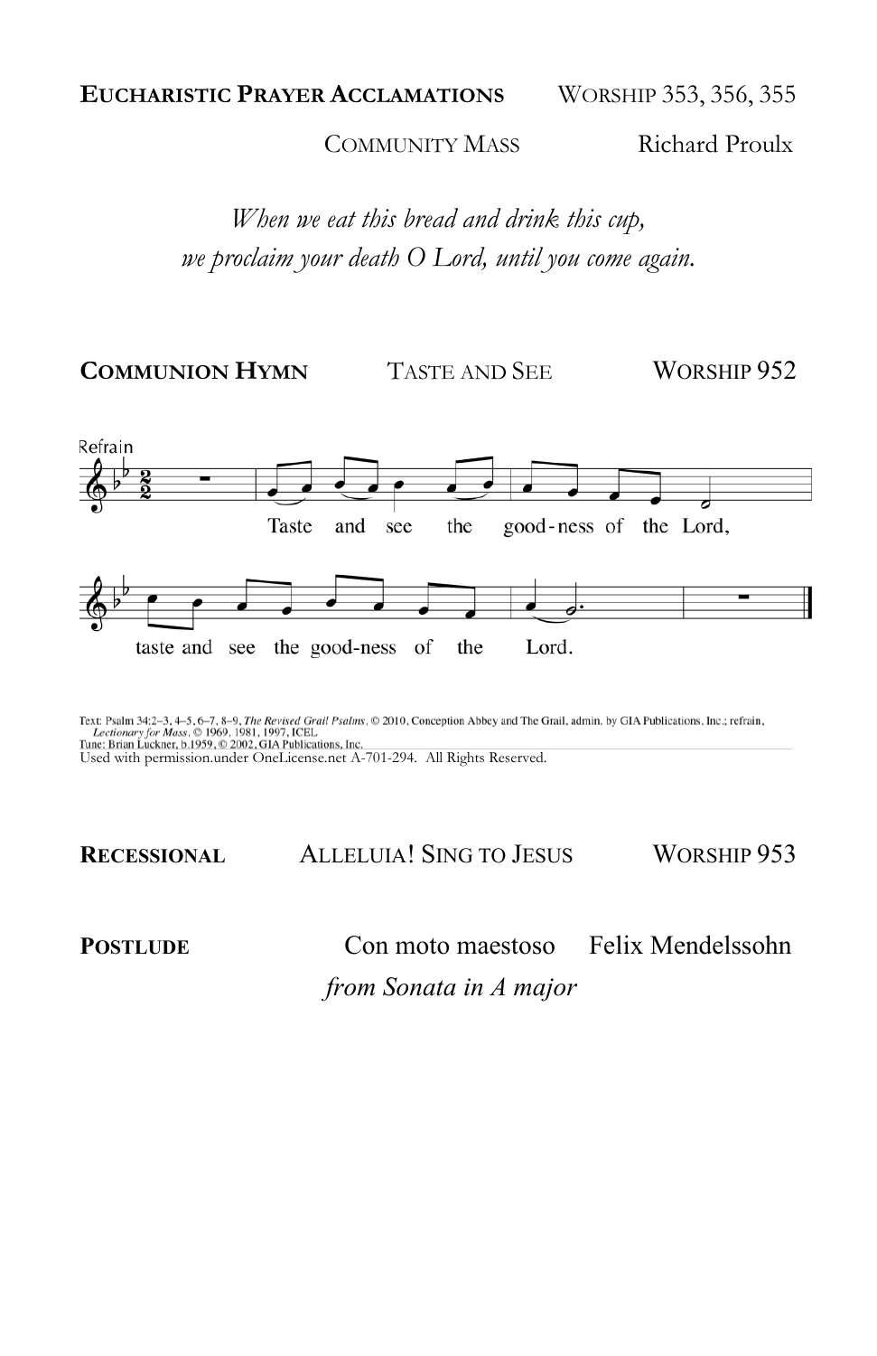**EUCHARISTIC PRAYER ACCLAMATIONS** WORSHIP 353, 356, 355

COMMUNITY MASS Richard Proulx

*When we eat this bread and drink this cup,*
*we proclaim your death O Lord, until you come again.*

**COMMUNION HYMN** TASTE AND SEE WORSHIP 952

Refrain

Taste and see the good-ness of the Lord,
taste and see the good-ness of the Lord.

Text: Psalm 34:2–3, 4–5, 6–7, 8–9, *The Revised Grail Psalms*, © 2010, Conception Abbey and The Grail, admin. by GIA Publications, Inc.; refrain, *Lectionary for Mass*, © 1969, 1981, 1997, ICEL
Tune: Brian Luckner, b.1959, © 2002, GIA Publications, Inc.
Used with permission.under OneLicense.net A-701-294. All Rights Reserved.

**RECESSIONAL** ALLELUIA! SING TO JESUS WORSHIP 953

**POSTLUDE** Con moto maestoso Felix Mendelssohn
*from Sonata in A major*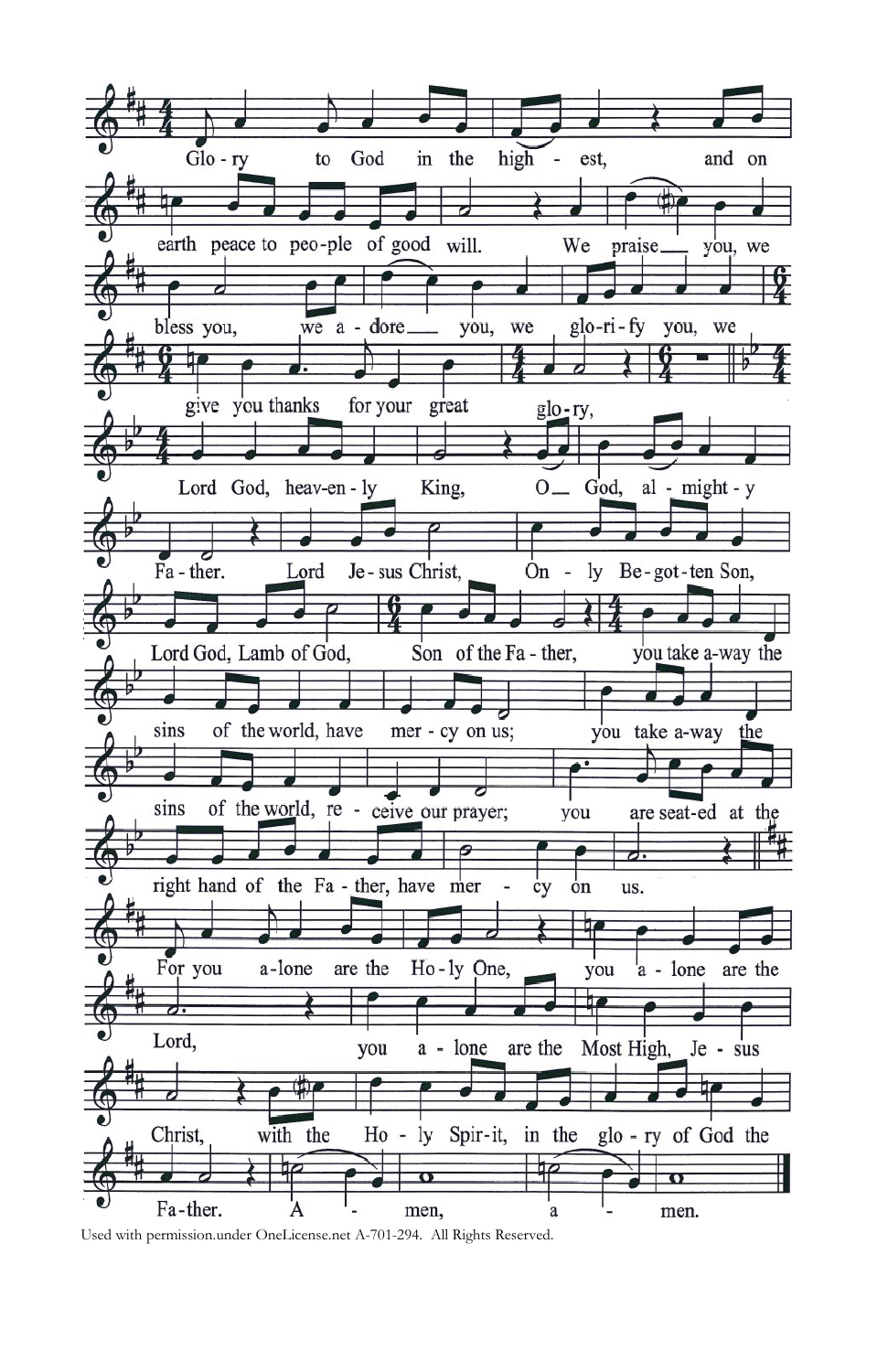Glo-ry to God in the high-est, and on earth peace to peo-ple of good will. We praise you, we bless you, we a-dore you, we glo-ri-fy you, we give you thanks for your great glo-ry,

Lord God, heav-en-ly King, O God, al-might-y Fa-ther. Lord Je-sus Christ, On-ly Be-got-ten Son, Lord God, Lamb of God, Son of the Fa-ther, you take a-way the sins of the world, have mer-cy on us; you take a-way the sins of the world, re-ceive our prayer; you are seat-ed at the right hand of the Fa-ther, have mer-cy on us.

For you a-lone are the Ho-ly One, you a-lone are the Lord, you a-lone are the Most High, Je-sus Christ, with the Ho-ly Spir-it, in the glo-ry of God the Fa-ther. A-men, a-men.

Used with permission.under OneLicense.net A-701-294. All Rights Reserved.